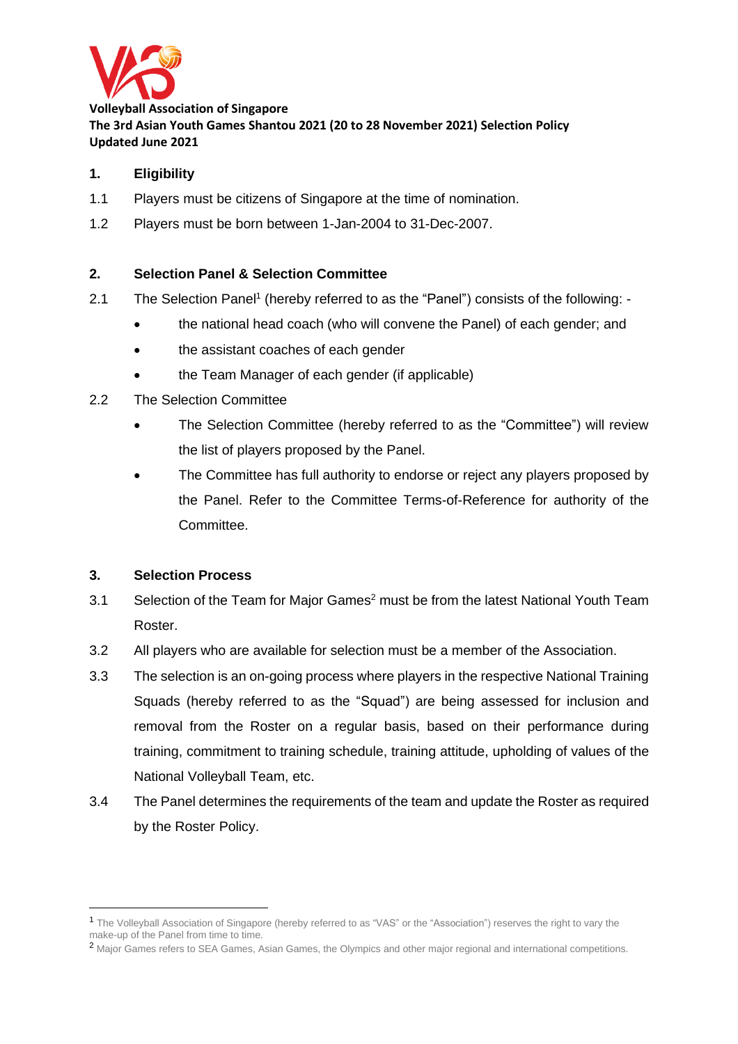**Volleyball Association of Singapore**
**The 3rd Asian Youth Games Shantou 2021 (20 to 28 November 2021) Selection Policy**
**Updated June 2021**

## 1. Eligibility

1.1 Players must be citizens of Singapore at the time of nomination.

1.2 Players must be born between 1-Jan-2004 to 31-Dec-2007.

## 2. Selection Panel & Selection Committee

2.1 The Selection Panel[1] (hereby referred to as the "Panel") consists of the following: -

- the national head coach (who will convene the Panel) of each gender; and
- the assistant coaches of each gender
- the Team Manager of each gender (if applicable)

2.2 The Selection Committee

- The Selection Committee (hereby referred to as the "Committee") will review the list of players proposed by the Panel.
- The Committee has full authority to endorse or reject any players proposed by the Panel. Refer to the Committee Terms-of-Reference for authority of the Committee.

## 3. Selection Process

3.1 Selection of the Team for Major Games[2] must be from the latest National Youth Team Roster.

3.2 All players who are available for selection must be a member of the Association.

3.3 The selection is an on-going process where players in the respective National Training Squads (hereby referred to as the "Squad") are being assessed for inclusion and removal from the Roster on a regular basis, based on their performance during training, commitment to training schedule, training attitude, upholding of values of the National Volleyball Team, etc.

3.4 The Panel determines the requirements of the team and update the Roster as required by the Roster Policy.

---

[1] The Volleyball Association of Singapore (hereby referred to as "VAS" or the "Association") reserves the right to vary the make-up of the Panel from time to time.

[2] Major Games refers to SEA Games, Asian Games, the Olympics and other major regional and international competitions.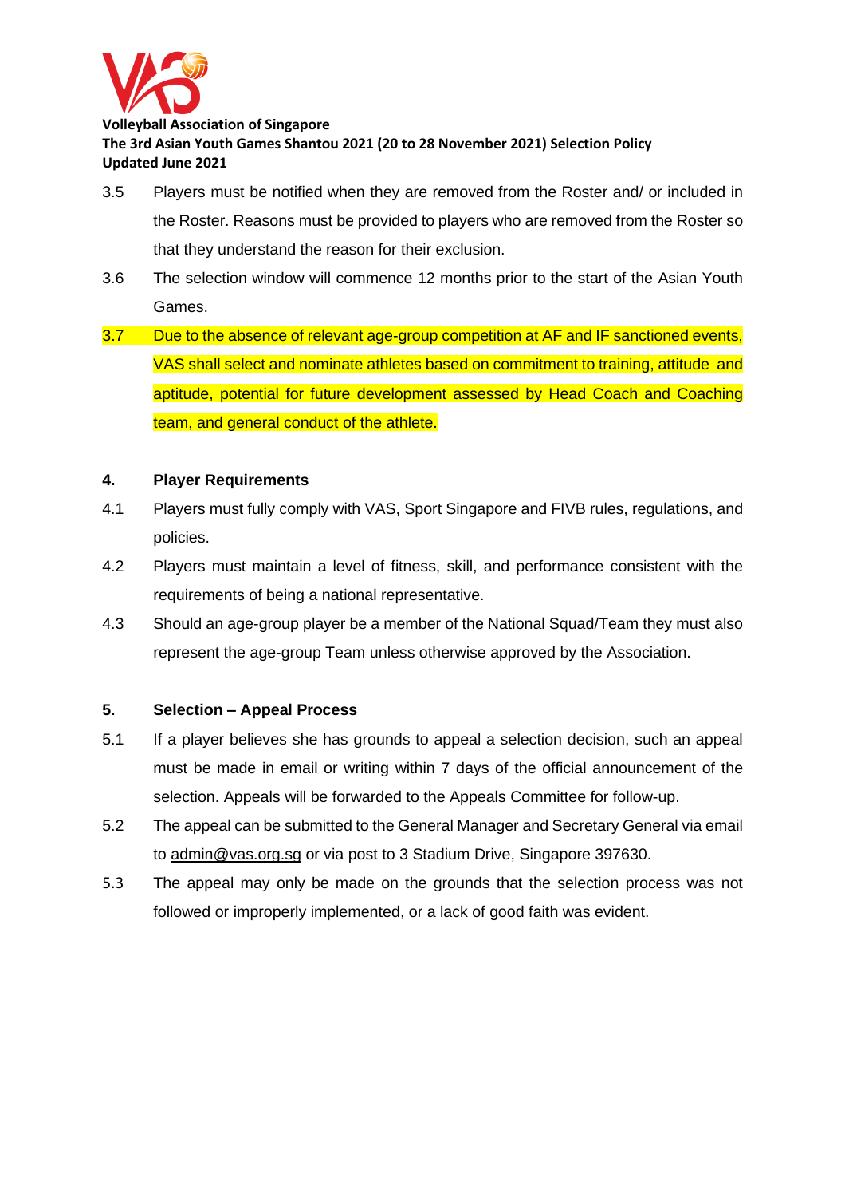3.5 Players must be notified when they are removed from the Roster and/ or included in the Roster. Reasons must be provided to players who are removed from the Roster so that they understand the reason for their exclusion.

3.6 The selection window will commence 12 months prior to the start of the Asian Youth Games.

3.7 Due to the absence of relevant age-group competition at AF and IF sanctioned events, VAS shall select and nominate athletes based on commitment to training, attitude and aptitude, potential for future development assessed by Head Coach and Coaching team, and general conduct of the athlete.

## 4. Player Requirements

4.1 Players must fully comply with VAS, Sport Singapore and FIVB rules, regulations, and policies.

4.2 Players must maintain a level of fitness, skill, and performance consistent with the requirements of being a national representative.

4.3 Should an age-group player be a member of the National Squad/Team they must also represent the age-group Team unless otherwise approved by the Association.

## 5. Selection – Appeal Process

5.1 If a player believes she has grounds to appeal a selection decision, such an appeal must be made in email or writing within 7 days of the official announcement of the selection. Appeals will be forwarded to the Appeals Committee for follow-up.

5.2 The appeal can be submitted to the General Manager and Secretary General via email to admin@vas.org.sg or via post to 3 Stadium Drive, Singapore 397630.

5.3 The appeal may only be made on the grounds that the selection process was not followed or improperly implemented, or a lack of good faith was evident.